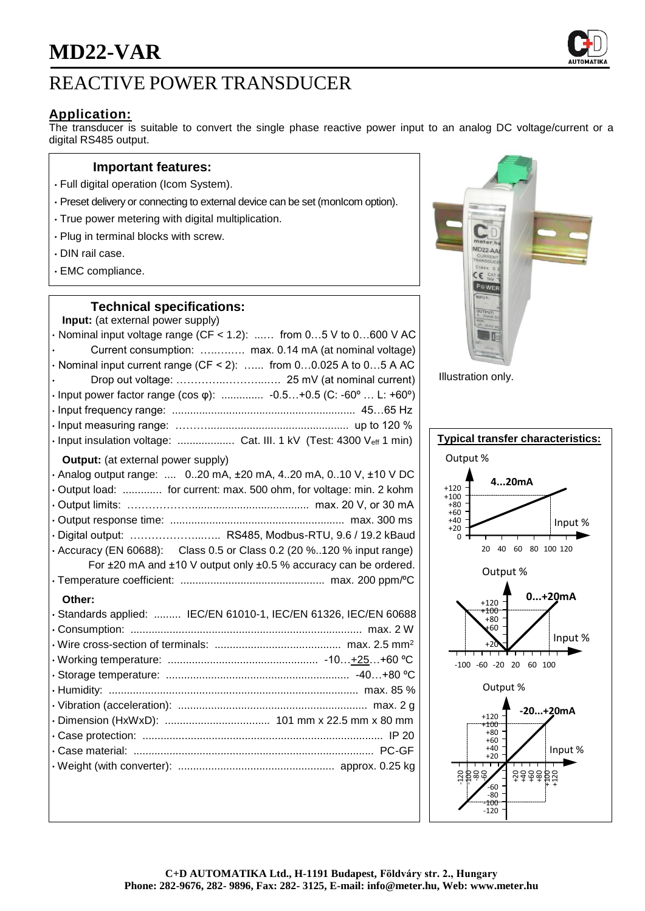# MD22-VAR

## REACTIVE POWER TRANSDUCER

### Application:

The transducer is suitable to convert the single phase reactive power input to an analog DC voltage/current or a digital RS485 output.

### Important features:

- Full digital operation (Icom System).
- Preset delivery or connecting to external device can be set (monIcom option).
- True power metering with digital multiplication.
- Plug in terminal blocks with screw.
- DIN rail case.
- EMC compliance.

### Technical specifications:

**Input:** (at external power supply)

- Nominal input voltage range (CF < 1.2): ...... from 0…5 V to 0…600 V AC
- Current consumption: ............. max. 0.14 mA (at nominal voltage)
- Nominal input current range (CF < 2): ...... from 0…0.025 A to 0…5 A AC
- Drop out voltage: ........................... 25 mV (at nominal current)
- Input power factor range (cos φ): .............. -0.5…+0.5 (C: -60º … L: +60º)
- Input frequency range: ............................................................. 45…65 Hz
- Input measuring range: .............................................................. up to 120 %
- Input insulation voltage: ................... Cat. III. 1 kV (Test: 4300 $V_{eff}$ 1 min)

**Output:** (at external power supply)

- Analog output range: .... 0..20 mA, ±20 mA, 4..20 mA, 0..10 V, ±10 V DC
- Output load: ............. for current: max. 500 ohm, for voltage: min. 2 kohm
- Output limits: ........................................................... max. 20 V, or 30 mA
- Output response time: .......................................................... max. 300 ms
- Digital output: ........................... RS485, Modbus-RTU, 9.6 / 19.2 kBaud
- Accuracy (EN 60688): Class 0.5 or Class 0.2 (20 %..120 % input range)
  For ±20 mA and ±10 V output only ±0.5 % accuracy can be ordered.
- Temperature coefficient: ................................................ max. 200 ppm/ºC

**Other:**

- Standards applied: ......... IEC/EN 61010-1, IEC/EN 61326, IEC/EN 60688
- Consumption: ............................................................................ max. 2 W
- Wire cross-section of terminals: .......................................... max. 2.5 mm²
- Working temperature: .................................................. -10…+25…+60 ºC
- Storage temperature: ............................................................. -40…+80 ºC
- Humidity: .................................................................................. max. 85 %
- Vibration (acceleration): ............................................................... max. 2 g
- Dimension (HxWxD): ................................... 101 mm x 22.5 mm x 80 mm
- Case protection: ............................................................................... IP 20
- Case material: ................................................................................ PC-GF
- Weight (with converter): .................................................... approx. 0.25 kg

Illustration only.

### Typical transfer characteristics:

4...20mA — Output % vs Input %

0...+20mA — Output % vs Input %

-20...+20mA — Output % vs Input %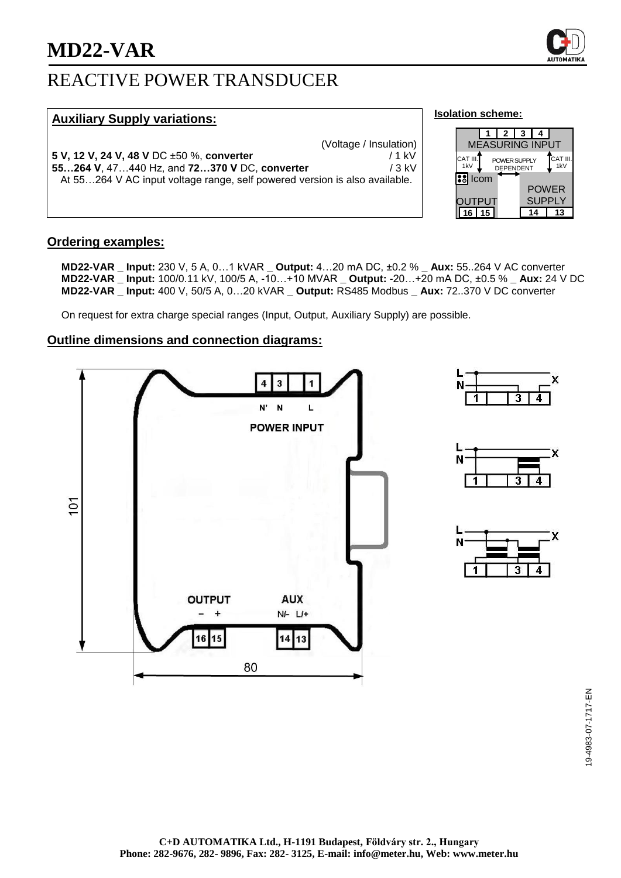## Auxiliary Supply variations:

(Voltage / Insulation)

**5 V, 12 V, 24 V, 48 V** DC ±50 %, **converter** / 1 kV
**55…264 V**, 47…440 Hz, and **72…370 V** DC, **converter** / 3 kV
At 55…264 V AC input voltage range, self powered version is also available.

**Isolation scheme:**

1 2 3 4
MEASURING INPUT
CAT III. 1kV
POWER SUPPLY DEPENDENT
CAT III. 1kV
Icom
OUTPUT
16 15
POWER SUPPLY
14 13

## Ordering examples:

**MD22-VAR** _ **Input:** 230 V, 5 A, 0…1 kVAR _ **Output:** 4…20 mA DC, ±0.2 % _ **Aux:** 55..264 V AC converter
**MD22-VAR** _ **Input:** 100/0.11 kV, 100/5 A, -10…+10 MVAR _ **Output:** -20…+20 mA DC, ±0.5 % _ **Aux:** 24 V DC
**MD22-VAR** _ **Input:** 400 V, 50/5 A, 0…20 kVAR _ **Output:** RS485 Modbus _ **Aux:** 72..370 V DC converter

On request for extra charge special ranges (Input, Output, Auxiliary Supply) are possible.

## Outline dimensions and connection diagrams:

4 3 1
N' N L
POWER INPUT
101
OUTPUT
– +
16 15
AUX
N/- L/+
14 13
80

L
N
X
1 3 4

L
N
X
1 3 4

L
N
X
1 3 4

19-4983-07-1717-EN

C+D AUTOMATIKA Ltd., H-1191 Budapest, Földváry str. 2., Hungary
Phone: 282-9676, 282- 9896, Fax: 282- 3125, E-mail: info@meter.hu, Web: www.meter.hu